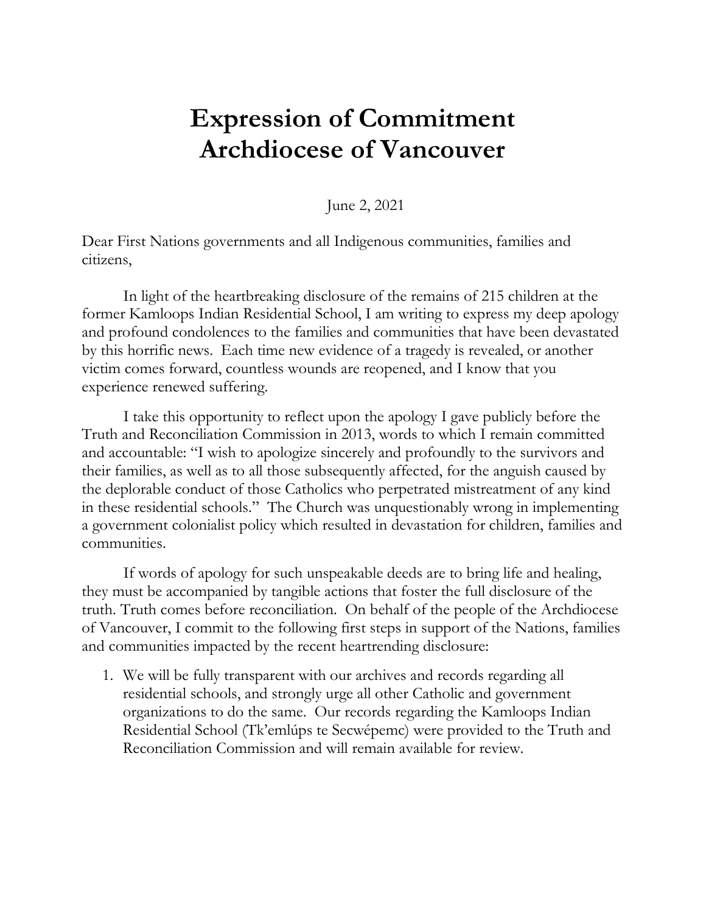# Expression of Commitment
# Archdiocese of Vancouver

June 2, 2021

Dear First Nations governments and all Indigenous communities, families and citizens,

In light of the heartbreaking disclosure of the remains of 215 children at the former Kamloops Indian Residential School, I am writing to express my deep apology and profound condolences to the families and communities that have been devastated by this horrific news. Each time new evidence of a tragedy is revealed, or another victim comes forward, countless wounds are reopened, and I know that you experience renewed suffering.

I take this opportunity to reflect upon the apology I gave publicly before the Truth and Reconciliation Commission in 2013, words to which I remain committed and accountable: "I wish to apologize sincerely and profoundly to the survivors and their families, as well as to all those subsequently affected, for the anguish caused by the deplorable conduct of those Catholics who perpetrated mistreatment of any kind in these residential schools." The Church was unquestionably wrong in implementing a government colonialist policy which resulted in devastation for children, families and communities.

If words of apology for such unspeakable deeds are to bring life and healing, they must be accompanied by tangible actions that foster the full disclosure of the truth. Truth comes before reconciliation. On behalf of the people of the Archdiocese of Vancouver, I commit to the following first steps in support of the Nations, families and communities impacted by the recent heartrending disclosure:

1. We will be fully transparent with our archives and records regarding all residential schools, and strongly urge all other Catholic and government organizations to do the same. Our records regarding the Kamloops Indian Residential School (Tk'emlúps te Secwépemc) were provided to the Truth and Reconciliation Commission and will remain available for review.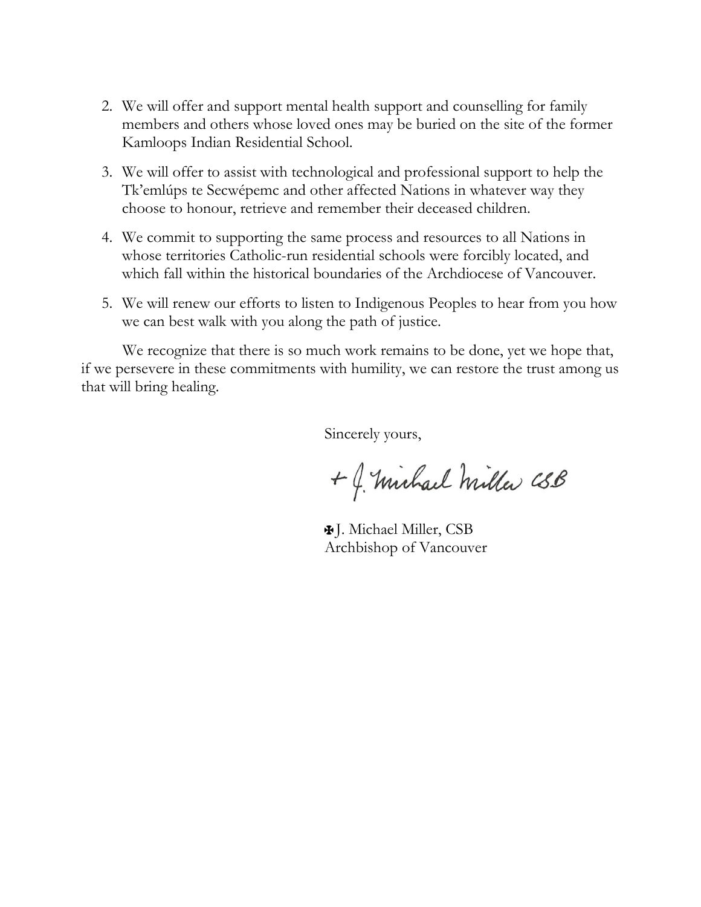2. We will offer and support mental health support and counselling for family members and others whose loved ones may be buried on the site of the former Kamloops Indian Residential School.

3. We will offer to assist with technological and professional support to help the Tk'emlúps te Secwépemc and other affected Nations in whatever way they choose to honour, retrieve and remember their deceased children.

4. We commit to supporting the same process and resources to all Nations in whose territories Catholic-run residential schools were forcibly located, and which fall within the historical boundaries of the Archdiocese of Vancouver.

5. We will renew our efforts to listen to Indigenous Peoples to hear from you how we can best walk with you along the path of justice.

We recognize that there is so much work remains to be done, yet we hope that, if we persevere in these commitments with humility, we can restore the trust among us that will bring healing.

Sincerely yours,

+ J. Michael Miller CSB

✠J. Michael Miller, CSB
Archbishop of Vancouver